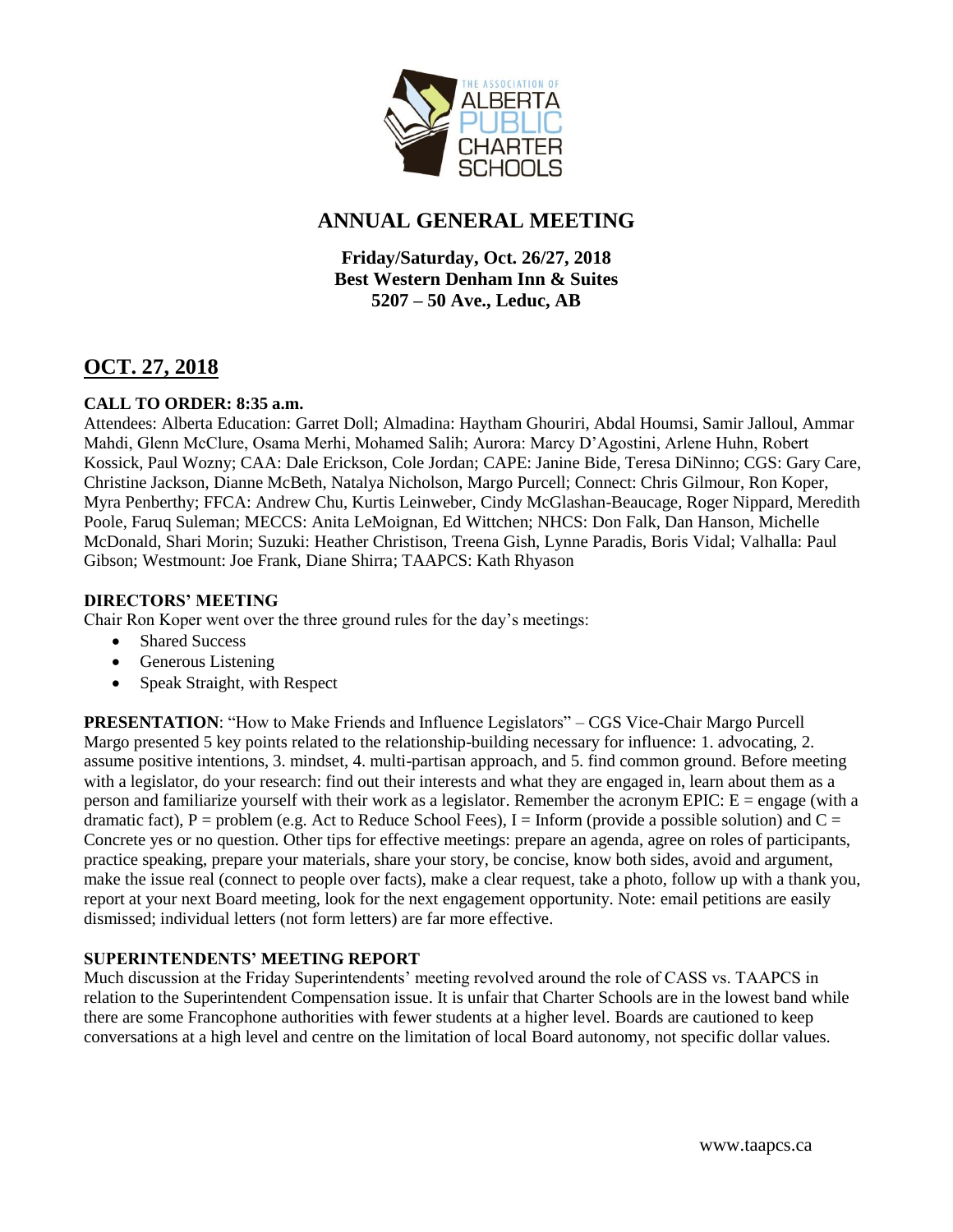# ANNUAL GENERAL MEETING

**Friday/Saturday, Oct. 26/27, 2018**
**Best Western Denham Inn & Suites**
**5207 – 50 Ave., Leduc, AB**

## OCT. 27, 2018

### CALL TO ORDER: 8:35 a.m.

Attendees: Alberta Education: Garret Doll; Almadina: Haytham Ghouriri, Abdal Houmsi, Samir Jalloul, Ammar Mahdi, Glenn McClure, Osama Merhi, Mohamed Salih; Aurora: Marcy D'Agostini, Arlene Huhn, Robert Kossick, Paul Wozny; CAA: Dale Erickson, Cole Jordan; CAPE: Janine Bide, Teresa DiNinno; CGS: Gary Care, Christine Jackson, Dianne McBeth, Natalya Nicholson, Margo Purcell; Connect: Chris Gilmour, Ron Koper, Myra Penberthy; FFCA: Andrew Chu, Kurtis Leinweber, Cindy McGlashan-Beaucage, Roger Nippard, Meredith Poole, Faruq Suleman; MECCS: Anita LeMoignan, Ed Wittchen; NHCS: Don Falk, Dan Hanson, Michelle McDonald, Shari Morin; Suzuki: Heather Christison, Treena Gish, Lynne Paradis, Boris Vidal; Valhalla: Paul Gibson; Westmount: Joe Frank, Diane Shirra; TAAPCS: Kath Rhyason

### DIRECTORS' MEETING

Chair Ron Koper went over the three ground rules for the day's meetings:

- Shared Success
- Generous Listening
- Speak Straight, with Respect

**PRESENTATION**: "How to Make Friends and Influence Legislators" – CGS Vice-Chair Margo Purcell
Margo presented 5 key points related to the relationship-building necessary for influence: 1. advocating, 2. assume positive intentions, 3. mindset, 4. multi-partisan approach, and 5. find common ground. Before meeting with a legislator, do your research: find out their interests and what they are engaged in, learn about them as a person and familiarize yourself with their work as a legislator. Remember the acronym EPIC: E = engage (with a dramatic fact), P = problem (e.g. Act to Reduce School Fees), I = Inform (provide a possible solution) and C = Concrete yes or no question. Other tips for effective meetings: prepare an agenda, agree on roles of participants, practice speaking, prepare your materials, share your story, be concise, know both sides, avoid and argument, make the issue real (connect to people over facts), make a clear request, take a photo, follow up with a thank you, report at your next Board meeting, look for the next engagement opportunity. Note: email petitions are easily dismissed; individual letters (not form letters) are far more effective.

### SUPERINTENDENTS' MEETING REPORT

Much discussion at the Friday Superintendents' meeting revolved around the role of CASS vs. TAAPCS in relation to the Superintendent Compensation issue. It is unfair that Charter Schools are in the lowest band while there are some Francophone authorities with fewer students at a higher level. Boards are cautioned to keep conversations at a high level and centre on the limitation of local Board autonomy, not specific dollar values.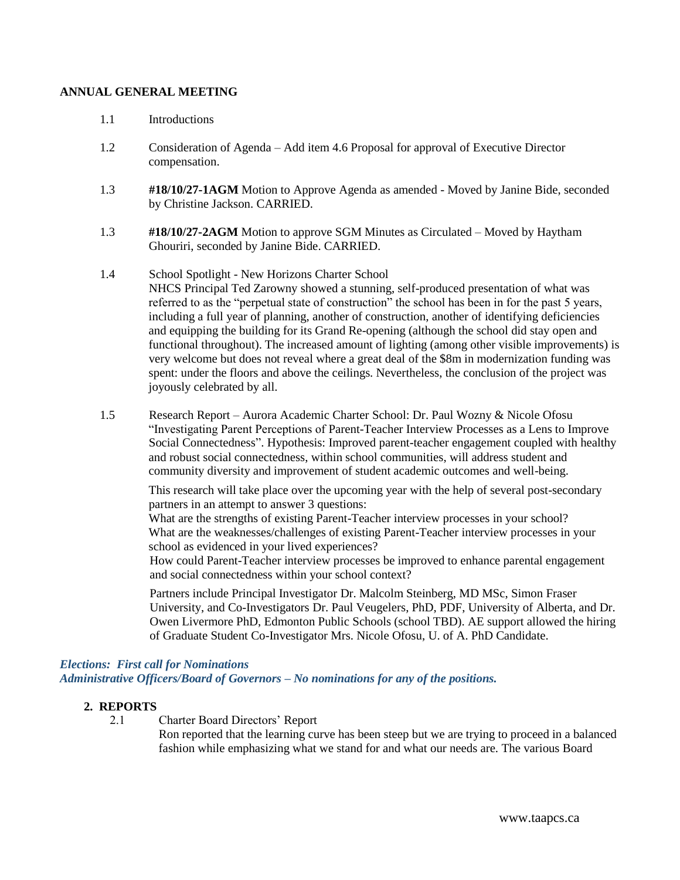## ANNUAL GENERAL MEETING

1.1 Introductions

1.2 Consideration of Agenda – Add item 4.6 Proposal for approval of Executive Director compensation.

1.3 **#18/10/27-1AGM** Motion to Approve Agenda as amended - Moved by Janine Bide, seconded by Christine Jackson. CARRIED.

1.3 **#18/10/27-2AGM** Motion to approve SGM Minutes as Circulated – Moved by Haytham Ghouriri, seconded by Janine Bide. CARRIED.

1.4 School Spotlight - New Horizons Charter School
NHCS Principal Ted Zarowny showed a stunning, self-produced presentation of what was referred to as the "perpetual state of construction" the school has been in for the past 5 years, including a full year of planning, another of construction, another of identifying deficiencies and equipping the building for its Grand Re-opening (although the school did stay open and functional throughout). The increased amount of lighting (among other visible improvements) is very welcome but does not reveal where a great deal of the $8m in modernization funding was spent: under the floors and above the ceilings. Nevertheless, the conclusion of the project was joyously celebrated by all.

1.5 Research Report – Aurora Academic Charter School: Dr. Paul Wozny & Nicole Ofosu "Investigating Parent Perceptions of Parent-Teacher Interview Processes as a Lens to Improve Social Connectedness". Hypothesis: Improved parent-teacher engagement coupled with healthy and robust social connectedness, within school communities, will address student and community diversity and improvement of student academic outcomes and well-being.

This research will take place over the upcoming year with the help of several post-secondary partners in an attempt to answer 3 questions:
What are the strengths of existing Parent-Teacher interview processes in your school?
What are the weaknesses/challenges of existing Parent-Teacher interview processes in your school as evidenced in your lived experiences?
How could Parent-Teacher interview processes be improved to enhance parental engagement and social connectedness within your school context?

Partners include Principal Investigator Dr. Malcolm Steinberg, MD MSc, Simon Fraser University, and Co-Investigators Dr. Paul Veugelers, PhD, PDF, University of Alberta, and Dr. Owen Livermore PhD, Edmonton Public Schools (school TBD). AE support allowed the hiring of Graduate Student Co-Investigator Mrs. Nicole Ofosu, U. of A. PhD Candidate.

***Elections: First call for Nominations***
***Administrative Officers/Board of Governors – No nominations for any of the positions.***

**2. REPORTS**

2.1 Charter Board Directors' Report
Ron reported that the learning curve has been steep but we are trying to proceed in a balanced fashion while emphasizing what we stand for and what our needs are. The various Board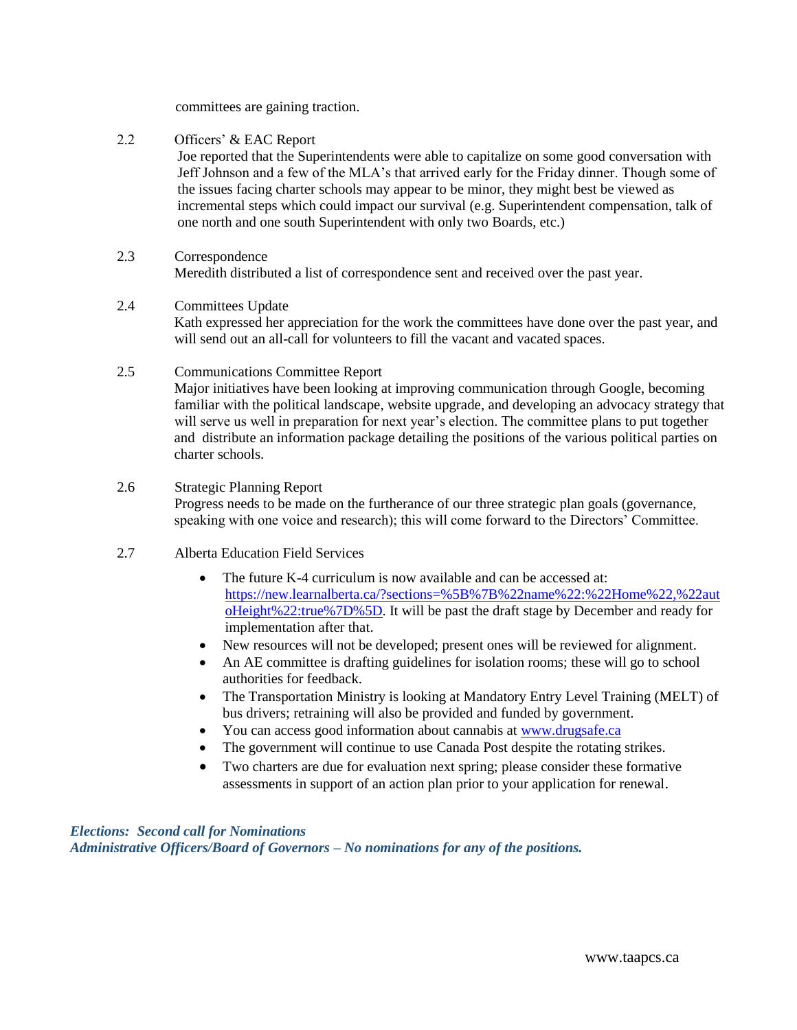committees are gaining traction.

2.2 Officers' & EAC Report

Joe reported that the Superintendents were able to capitalize on some good conversation with Jeff Johnson and a few of the MLA's that arrived early for the Friday dinner. Though some of the issues facing charter schools may appear to be minor, they might best be viewed as incremental steps which could impact our survival (e.g. Superintendent compensation, talk of one north and one south Superintendent with only two Boards, etc.)

2.3 Correspondence

Meredith distributed a list of correspondence sent and received over the past year.

2.4 Committees Update

Kath expressed her appreciation for the work the committees have done over the past year, and will send out an all-call for volunteers to fill the vacant and vacated spaces.

2.5 Communications Committee Report

Major initiatives have been looking at improving communication through Google, becoming familiar with the political landscape, website upgrade, and developing an advocacy strategy that will serve us well in preparation for next year's election. The committee plans to put together and distribute an information package detailing the positions of the various political parties on charter schools.

2.6 Strategic Planning Report

Progress needs to be made on the furtherance of our three strategic plan goals (governance, speaking with one voice and research); this will come forward to the Directors' Committee.

2.7 Alberta Education Field Services

- The future K-4 curriculum is now available and can be accessed at: [https://new.learnalberta.ca/?sections=%5B%7B%22name%22:%22Home%22,%22autoHeight%22:true%7D%5D](https://new.learnalberta.ca/?sections=%5B%7B%22name%22:%22Home%22,%22autoHeight%22:true%7D%5D). It will be past the draft stage by December and ready for implementation after that.
- New resources will not be developed; present ones will be reviewed for alignment.
- An AE committee is drafting guidelines for isolation rooms; these will go to school authorities for feedback.
- The Transportation Ministry is looking at Mandatory Entry Level Training (MELT) of bus drivers; retraining will also be provided and funded by government.
- You can access good information about cannabis at [www.drugsafe.ca](http://www.drugsafe.ca)
- The government will continue to use Canada Post despite the rotating strikes.
- Two charters are due for evaluation next spring; please consider these formative assessments in support of an action plan prior to your application for renewal.

***Elections: Second call for Nominations***

***Administrative Officers/Board of Governors – No nominations for any of the positions.***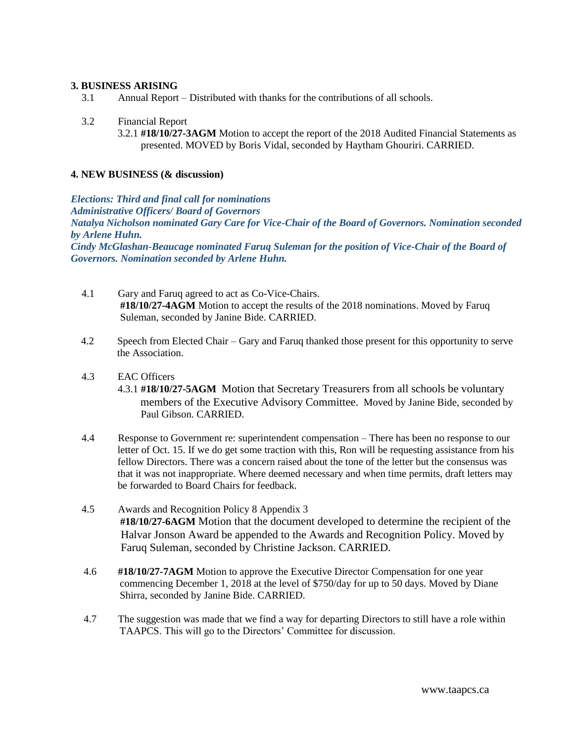**3. BUSINESS ARISING**

3.1 Annual Report – Distributed with thanks for the contributions of all schools.

3.2 Financial Report

3.2.1 **#18/10/27-3AGM** Motion to accept the report of the 2018 Audited Financial Statements as presented. MOVED by Boris Vidal, seconded by Haytham Ghouriri. CARRIED.

**4. NEW BUSINESS (& discussion)**

***Elections: Third and final call for nominations***
***Administrative Officers/ Board of Governors***
***Natalya Nicholson nominated Gary Care for Vice-Chair of the Board of Governors. Nomination seconded by Arlene Huhn.***
***Cindy McGlashan-Beaucage nominated Faruq Suleman for the position of Vice-Chair of the Board of Governors. Nomination seconded by Arlene Huhn.***

4.1 Gary and Faruq agreed to act as Co-Vice-Chairs.
**#18/10/27-4AGM** Motion to accept the results of the 2018 nominations. Moved by Faruq Suleman, seconded by Janine Bide. CARRIED.

4.2 Speech from Elected Chair – Gary and Faruq thanked those present for this opportunity to serve the Association.

4.3 EAC Officers

4.3.1 **#18/10/27-5AGM** Motion that Secretary Treasurers from all schools be voluntary members of the Executive Advisory Committee. Moved by Janine Bide, seconded by Paul Gibson. CARRIED.

4.4 Response to Government re: superintendent compensation – There has been no response to our letter of Oct. 15. If we do get some traction with this, Ron will be requesting assistance from his fellow Directors. There was a concern raised about the tone of the letter but the consensus was that it was not inappropriate. Where deemed necessary and when time permits, draft letters may be forwarded to Board Chairs for feedback.

4.5 Awards and Recognition Policy 8 Appendix 3
**#18/10/27-6AGM** Motion that the document developed to determine the recipient of the Halvar Jonson Award be appended to the Awards and Recognition Policy. Moved by Faruq Suleman, seconded by Christine Jackson. CARRIED.

4.6 **#18/10/27-7AGM** Motion to approve the Executive Director Compensation for one year commencing December 1, 2018 at the level of $750/day for up to 50 days. Moved by Diane Shirra, seconded by Janine Bide. CARRIED.

4.7 The suggestion was made that we find a way for departing Directors to still have a role within TAAPCS. This will go to the Directors' Committee for discussion.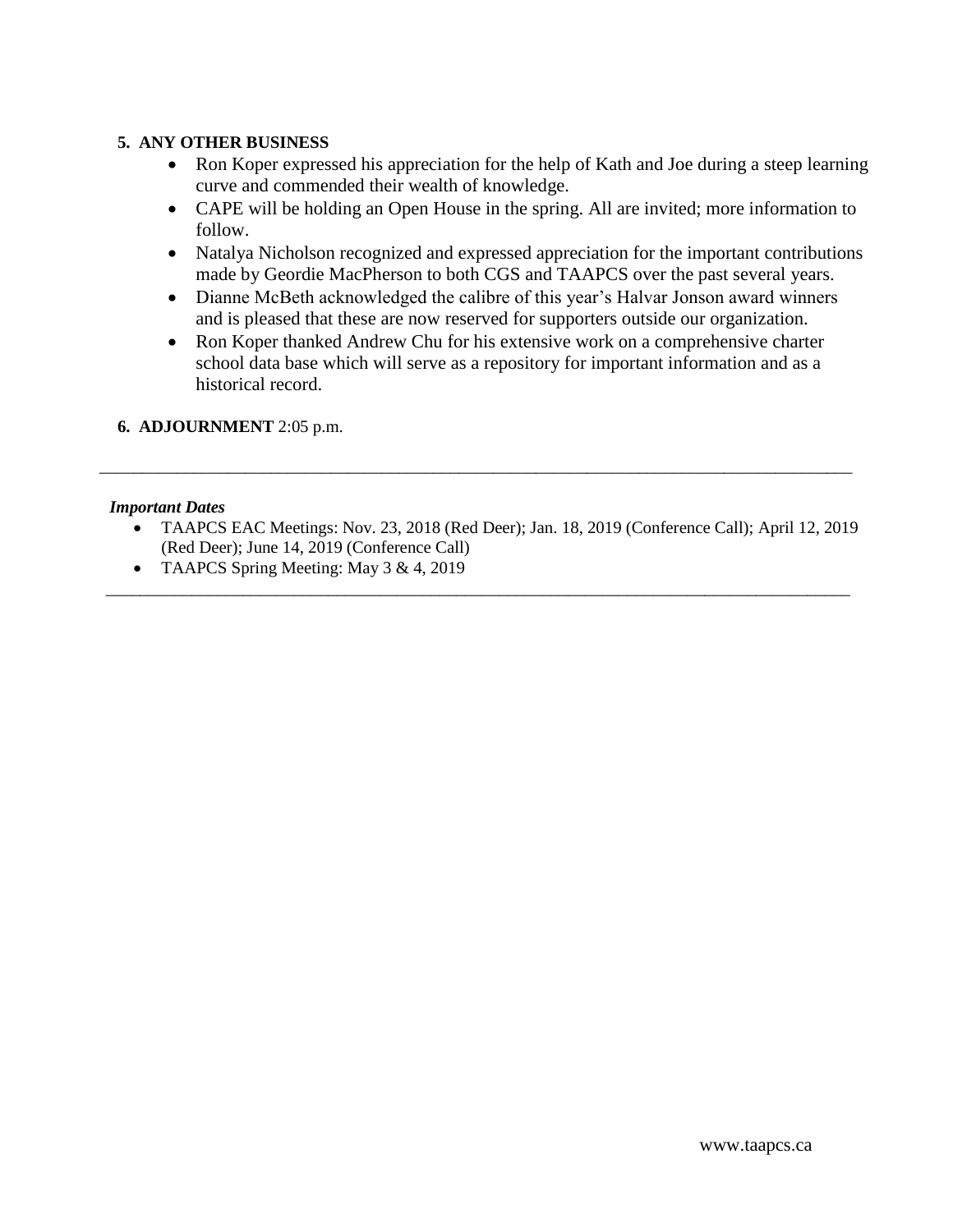**5. ANY OTHER BUSINESS**

- Ron Koper expressed his appreciation for the help of Kath and Joe during a steep learning curve and commended their wealth of knowledge.
- CAPE will be holding an Open House in the spring. All are invited; more information to follow.
- Natalya Nicholson recognized and expressed appreciation for the important contributions made by Geordie MacPherson to both CGS and TAAPCS over the past several years.
- Dianne McBeth acknowledged the calibre of this year's Halvar Jonson award winners and is pleased that these are now reserved for supporters outside our organization.
- Ron Koper thanked Andrew Chu for his extensive work on a comprehensive charter school data base which will serve as a repository for important information and as a historical record.

**6. ADJOURNMENT** 2:05 p.m.

---

***Important Dates***

- TAAPCS EAC Meetings: Nov. 23, 2018 (Red Deer); Jan. 18, 2019 (Conference Call); April 12, 2019 (Red Deer); June 14, 2019 (Conference Call)
- TAAPCS Spring Meeting: May 3 & 4, 2019

---

www.taapcs.ca